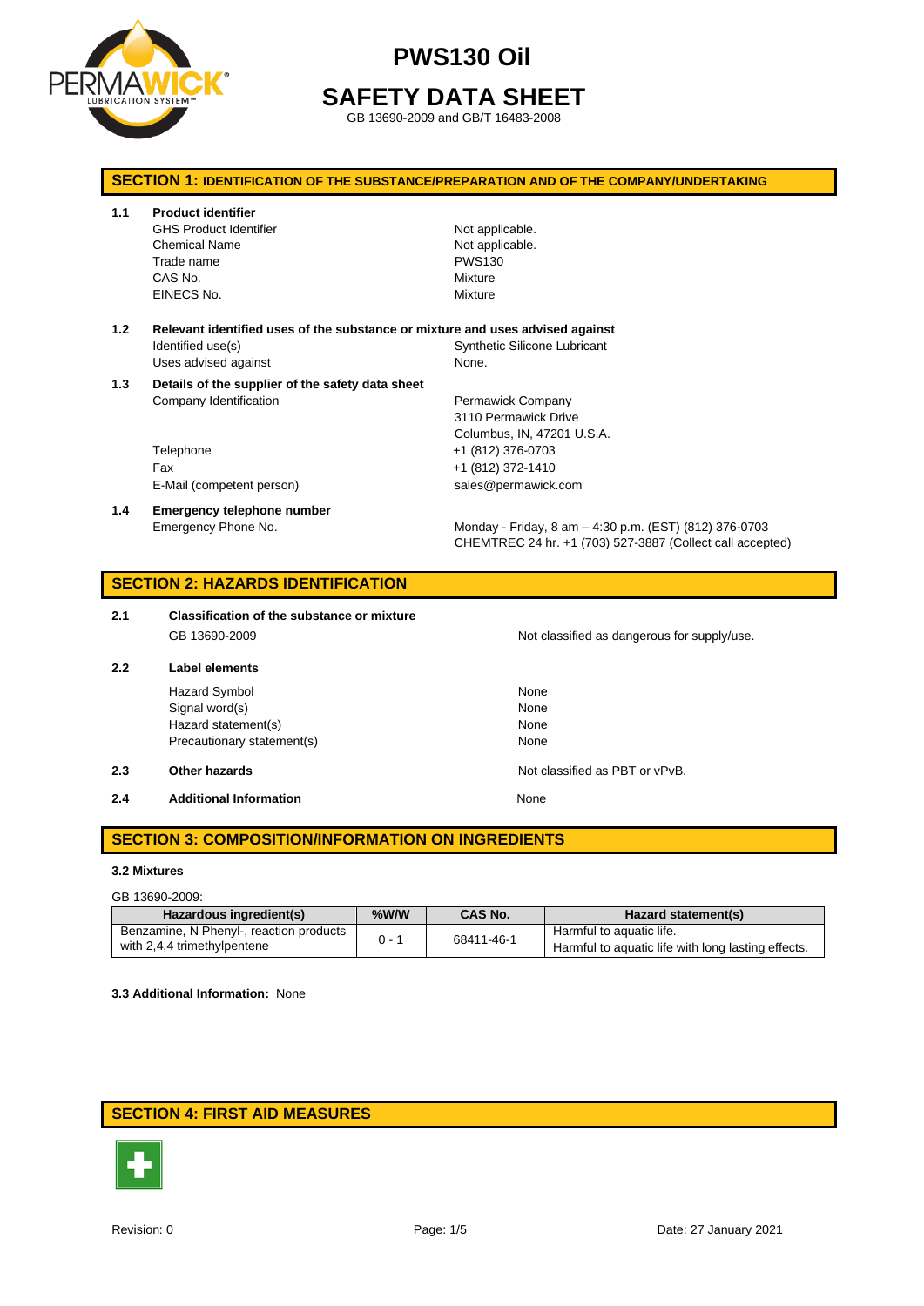# PWS130 Oil

# SAFETY DATA SHEET

GB 13690-2009 and GB/T 16483-2008

## SECTION 1: IDENTIFICATION OF THE SUBSTANCE/PREPARATION AND OF THE COMPANY/UNDERTAKING

**1.1 Product identifier**

| | |
|---|---|
| GHS Product Identifier | Not applicable. |
| Chemical Name | Not applicable. |
| Trade name | PWS130 |
| CAS No. | Mixture |
| EINECS No. | Mixture |

**1.2 Relevant identified uses of the substance or mixture and uses advised against**

| | |
|---|---|
| Identified use(s) | Synthetic Silicone Lubricant |
| Uses advised against | None. |

**1.3 Details of the supplier of the safety data sheet**

| | |
|---|---|
| Company Identification | Permawick Company<br>3110 Permawick Drive<br>Columbus, IN, 47201 U.S.A. |
| Telephone | +1 (812) 376-0703 |
| Fax | +1 (812) 372-1410 |
| E-Mail (competent person) | sales@permawick.com |

**1.4 Emergency telephone number**

| | |
|---|---|
| Emergency Phone No. | Monday - Friday, 8 am – 4:30 p.m. (EST) (812) 376-0703<br>CHEMTREC 24 hr. +1 (703) 527-3887 (Collect call accepted) |

## SECTION 2: HAZARDS IDENTIFICATION

**2.1 Classification of the substance or mixture**

| | |
|---|---|
| GB 13690-2009 | Not classified as dangerous for supply/use. |

**2.2 Label elements**

| | |
|---|---|
| Hazard Symbol | None |
| Signal word(s) | None |
| Hazard statement(s) | None |
| Precautionary statement(s) | None |

**2.3 Other hazards** — Not classified as PBT or vPvB.

**2.4 Additional Information** — None

## SECTION 3: COMPOSITION/INFORMATION ON INGREDIENTS

**3.2 Mixtures**

GB 13690-2009:

| Hazardous ingredient(s) | %W/W | CAS No. | Hazard statement(s) |
|---|---|---|---|
| Benzamine, N Phenyl-, reaction products with 2,4,4 trimethylpentene | 0 - 1 | 68411-46-1 | Harmful to aquatic life.<br>Harmful to aquatic life with long lasting effects. |

**3.3 Additional Information:** None

## SECTION 4: FIRST AID MEASURES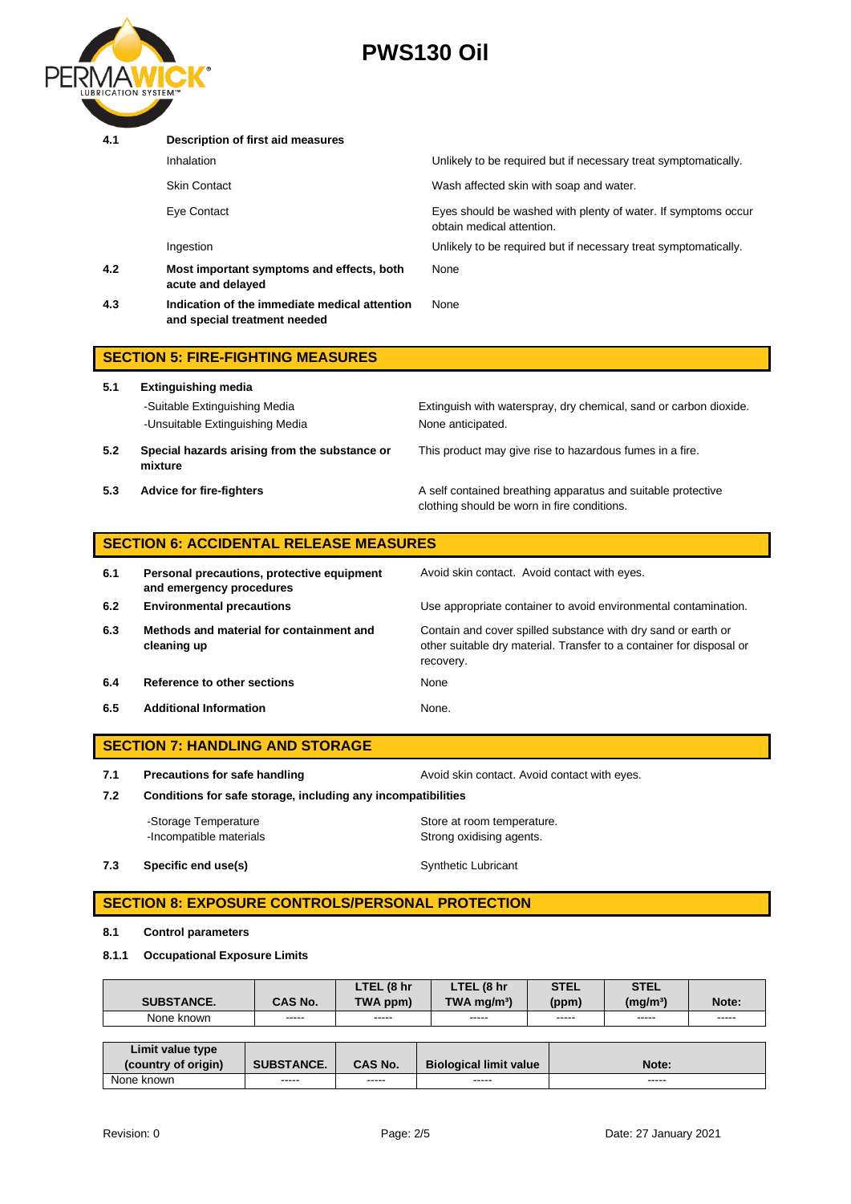**4.1 Description of first aid measures**

| | |
|---|---|
| Inhalation | Unlikely to be required but if necessary treat symptomatically. |
| Skin Contact | Wash affected skin with soap and water. |
| Eye Contact | Eyes should be washed with plenty of water. If symptoms occur obtain medical attention. |
| Ingestion | Unlikely to be required but if necessary treat symptomatically. |

**4.2 Most important symptoms and effects, both acute and delayed** — None

**4.3 Indication of the immediate medical attention and special treatment needed** — None

## SECTION 5: FIRE-FIGHTING MEASURES

**5.1 Extinguishing media**

-Suitable Extinguishing Media: Extinguish with waterspray, dry chemical, sand or carbon dioxide.

-Unsuitable Extinguishing Media: None anticipated.

**5.2 Special hazards arising from the substance or mixture** — This product may give rise to hazardous fumes in a fire.

**5.3 Advice for fire-fighters** — A self contained breathing apparatus and suitable protective clothing should be worn in fire conditions.

## SECTION 6: ACCIDENTAL RELEASE MEASURES

**6.1 Personal precautions, protective equipment and emergency procedures** — Avoid skin contact. Avoid contact with eyes.

**6.2 Environmental precautions** — Use appropriate container to avoid environmental contamination.

**6.3 Methods and material for containment and cleaning up** — Contain and cover spilled substance with dry sand or earth or other suitable dry material. Transfer to a container for disposal or recovery.

**6.4 Reference to other sections** — None

**6.5 Additional Information** — None.

## SECTION 7: HANDLING AND STORAGE

**7.1 Precautions for safe handling** — Avoid skin contact. Avoid contact with eyes.

**7.2 Conditions for safe storage, including any incompatibilities**

-Storage Temperature: Store at room temperature.

-Incompatible materials: Strong oxidising agents.

**7.3 Specific end use(s)** — Synthetic Lubricant

## SECTION 8: EXPOSURE CONTROLS/PERSONAL PROTECTION

**8.1 Control parameters**

**8.1.1 Occupational Exposure Limits**

| SUBSTANCE. | CAS No. | LTEL (8 hr TWA ppm) | LTEL (8 hr TWA mg/m³) | STEL (ppm) | STEL (mg/m³) | Note: |
|---|---|---|---|---|---|---|
| None known | ----- | ----- | ----- | ----- | ----- | ----- |

| Limit value type (country of origin) | SUBSTANCE. | CAS No. | Biological limit value | Note: |
|---|---|---|---|---|
| None known | ----- | ----- | ----- | ----- |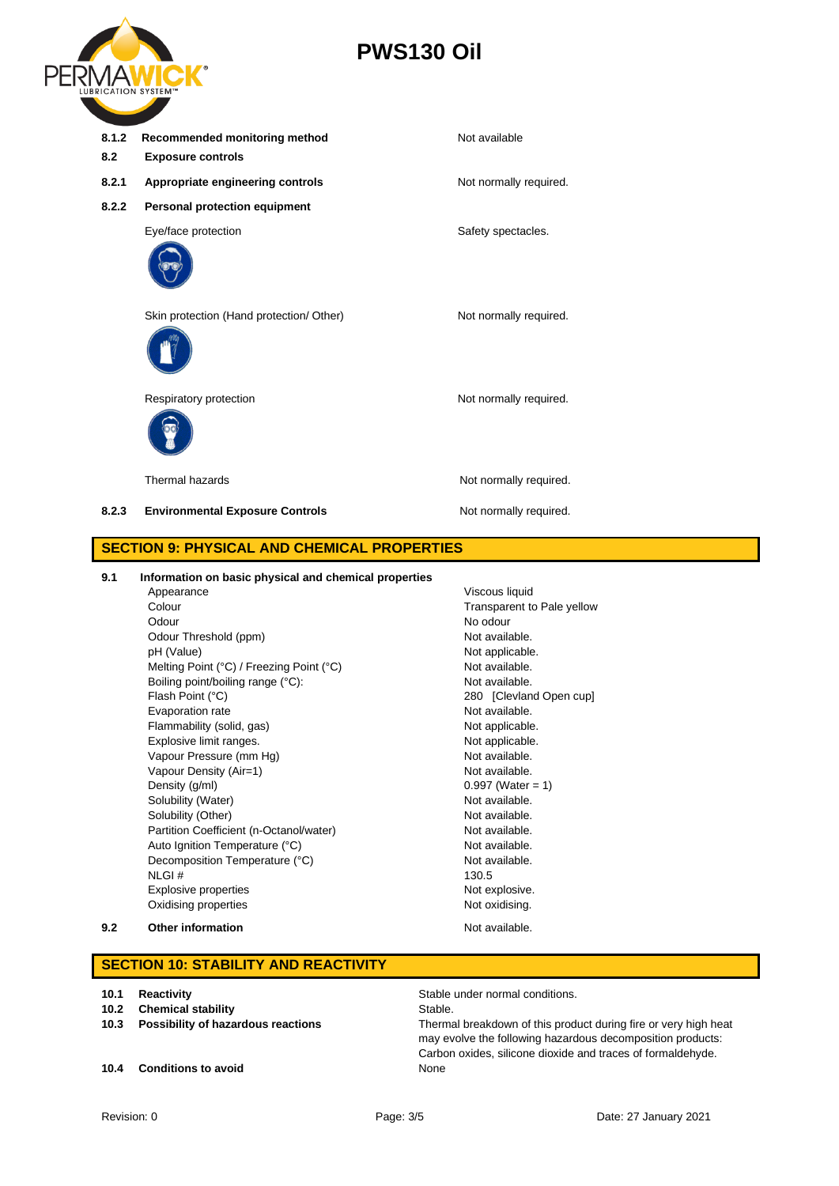| | | |
|---|---|---|
| **8.1.2** | **Recommended monitoring method** | Not available |
| **8.2** | **Exposure controls** | |
| **8.2.1** | **Appropriate engineering controls** | Not normally required. |
| **8.2.2** | **Personal protection equipment** | |
| | Eye/face protection | Safety spectacles. |
| | Skin protection (Hand protection/ Other) | Not normally required. |
| | Respiratory protection | Not normally required. |
| | Thermal hazards | Not normally required. |
| **8.2.3** | **Environmental Exposure Controls** | Not normally required. |

## SECTION 9: PHYSICAL AND CHEMICAL PROPERTIES

**9.1 Information on basic physical and chemical properties**

| Property | Value |
|---|---|
| Appearance | Viscous liquid |
| Colour | Transparent to Pale yellow |
| Odour | No odour |
| Odour Threshold (ppm) | Not available. |
| pH (Value) | Not applicable. |
| Melting Point (°C) / Freezing Point (°C) | Not available. |
| Boiling point/boiling range (°C): | Not available. |
| Flash Point (°C) | 280 [Clevland Open cup] |
| Evaporation rate | Not available. |
| Flammability (solid, gas) | Not applicable. |
| Explosive limit ranges. | Not applicable. |
| Vapour Pressure (mm Hg) | Not available. |
| Vapour Density (Air=1) | Not available. |
| Density (g/ml) | 0.997 (Water = 1) |
| Solubility (Water) | Not available. |
| Solubility (Other) | Not available. |
| Partition Coefficient (n-Octanol/water) | Not available. |
| Auto Ignition Temperature (°C) | Not available. |
| Decomposition Temperature (°C) | Not available. |
| NLGI # | 130.5 |
| Explosive properties | Not explosive. |
| Oxidising properties | Not oxidising. |

**9.2 Other information** — Not available.

## SECTION 10: STABILITY AND REACTIVITY

| | | |
|---|---|---|
| **10.1** | **Reactivity** | Stable under normal conditions. |
| **10.2** | **Chemical stability** | Stable. |
| **10.3** | **Possibility of hazardous reactions** | Thermal breakdown of this product during fire or very high heat may evolve the following hazardous decomposition products: Carbon oxides, silicone dioxide and traces of formaldehyde. |
| **10.4** | **Conditions to avoid** | None |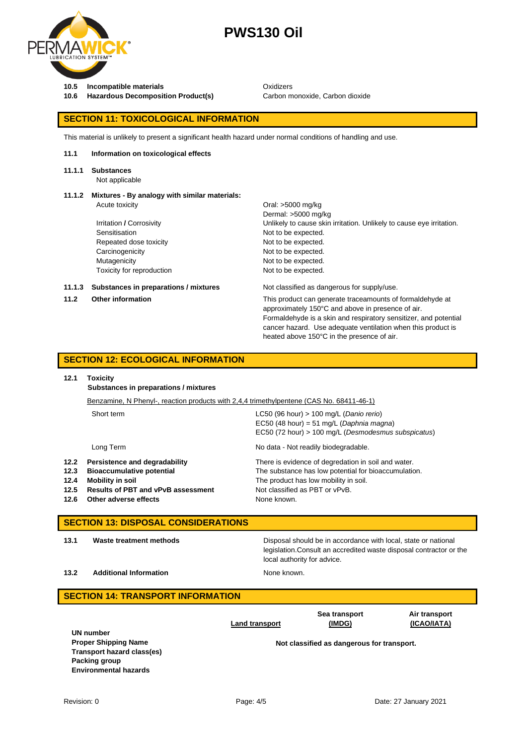| | | |
|---|---|---|
| **10.5** | **Incompatible materials** | Oxidizers |
| **10.6** | **Hazardous Decomposition Product(s)** | Carbon monoxide, Carbon dioxide |

## SECTION 11: TOXICOLOGICAL INFORMATION

This material is unlikely to present a significant health hazard under normal conditions of handling and use.

**11.1 Information on toxicological effects**

**11.1.1 Substances**
Not applicable

**11.1.2 Mixtures - By analogy with similar materials:**

| | |
|---|---|
| Acute toxicity | Oral: >5000 mg/kg<br>Dermal: >5000 mg/kg |
| Irritation / Corrosivity | Unlikely to cause skin irritation. Unlikely to cause eye irritation. |
| Sensitisation | Not to be expected. |
| Repeated dose toxicity | Not to be expected. |
| Carcinogenicity | Not to be expected. |
| Mutagenicity | Not to be expected. |
| Toxicity for reproduction | Not to be expected. |

| | | |
|---|---|---|
| **11.1.3** | **Substances in preparations / mixtures** | Not classified as dangerous for supply/use. |
| **11.2** | **Other information** | This product can generate traceamounts of formaldehyde at approximately 150°C and above in presence of air. Formaldehyde is a skin and respiratory sensitizer, and potential cancer hazard. Use adequate ventilation when this product is heated above 150°C in the presence of air. |

## SECTION 12: ECOLOGICAL INFORMATION

**12.1 Toxicity**
**Substances in preparations / mixtures**

Benzamine, N Phenyl-, reaction products with 2,4,4 trimethylpentene (CAS No. 68411-46-1)

| | |
|---|---|
| Short term | LC50 (96 hour) > 100 mg/L (*Danio rerio*)<br>EC50 (48 hour) = 51 mg/L (*Daphnia magna*)<br>EC50 (72 hour) > 100 mg/L (*Desmodesmus subspicatus*) |
| Long Term | No data - Not readily biodegradable. |

| | | |
|---|---|---|
| **12.2** | **Persistence and degradability** | There is evidence of degradation in soil and water. |
| **12.3** | **Bioaccumulative potential** | The substance has low potential for bioaccumulation. |
| **12.4** | **Mobility in soil** | The product has low mobility in soil. |
| **12.5** | **Results of PBT and vPvB assessment** | Not classified as PBT or vPvB. |
| **12.6** | **Other adverse effects** | None known. |

## SECTION 13: DISPOSAL CONSIDERATIONS

| | | |
|---|---|---|
| **13.1** | **Waste treatment methods** | Disposal should be in accordance with local, state or national legislation.Consult an accredited waste disposal contractor or the local authority for advice. |
| **13.2** | **Additional Information** | None known. |

## SECTION 14: TRANSPORT INFORMATION

| | Land transport | Sea transport (IMDG) | Air transport (ICAO/IATA) |
|---|---|---|---|
| **UN number** | | | |
| **Proper Shipping Name** | **Not classified as dangerous for transport.** | | |
| **Transport hazard class(es)** | | | |
| **Packing group** | | | |
| **Environmental hazards** | | | |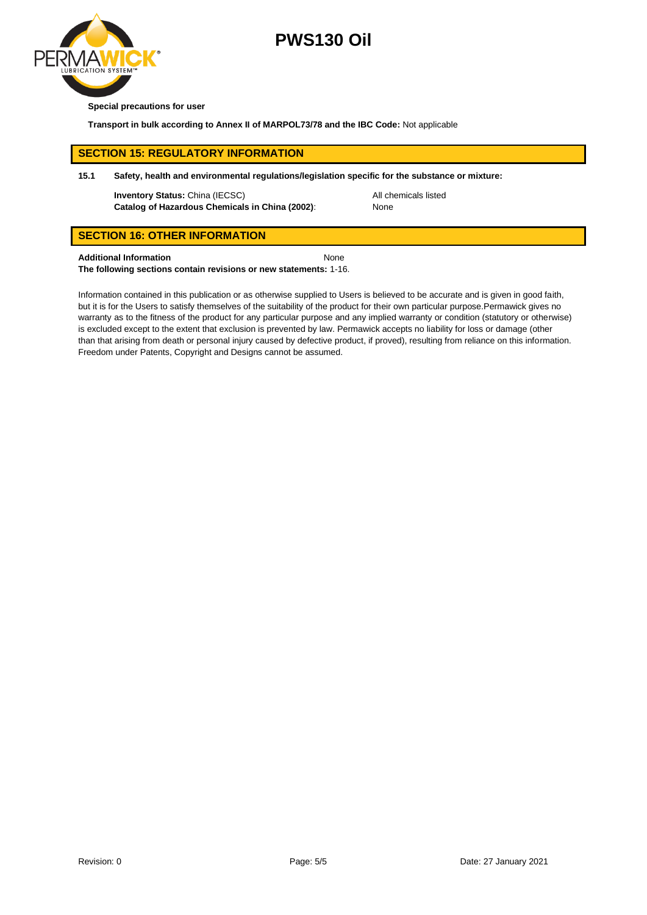**Special precautions for user**

**Transport in bulk according to Annex II of MARPOL73/78 and the IBC Code:** Not applicable

## SECTION 15: REGULATORY INFORMATION

**15.1 Safety, health and environmental regulations/legislation specific for the substance or mixture:**

| | |
|---|---|
| **Inventory Status:** China (IECSC) | All chemicals listed |
| **Catalog of Hazardous Chemicals in China (2002)**: | None |

## SECTION 16: OTHER INFORMATION

**Additional Information** None

**The following sections contain revisions or new statements:** 1-16.

Information contained in this publication or as otherwise supplied to Users is believed to be accurate and is given in good faith, but it is for the Users to satisfy themselves of the suitability of the product for their own particular purpose.Permawick gives no warranty as to the fitness of the product for any particular purpose and any implied warranty or condition (statutory or otherwise) is excluded except to the extent that exclusion is prevented by law. Permawick accepts no liability for loss or damage (other than that arising from death or personal injury caused by defective product, if proved), resulting from reliance on this information. Freedom under Patents, Copyright and Designs cannot be assumed.